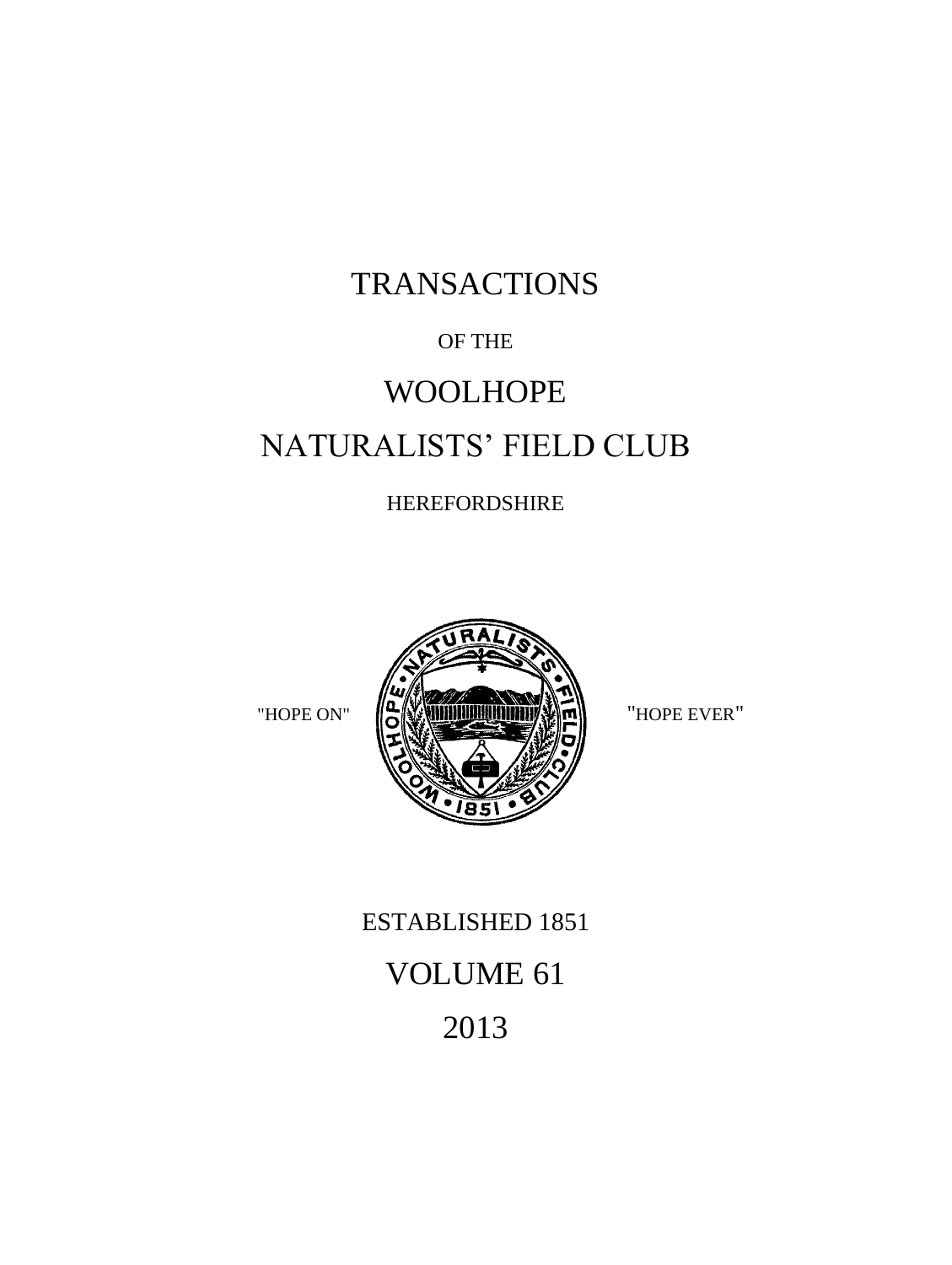# TRANSACTIONS

OF THE

# WOOLHOPE

# NATURALISTS' FIELD CLUB

HEREFORDSHIRE

"HOPE ON" "HOPE EVER"

ESTABLISHED 1851

VOLUME 61

2013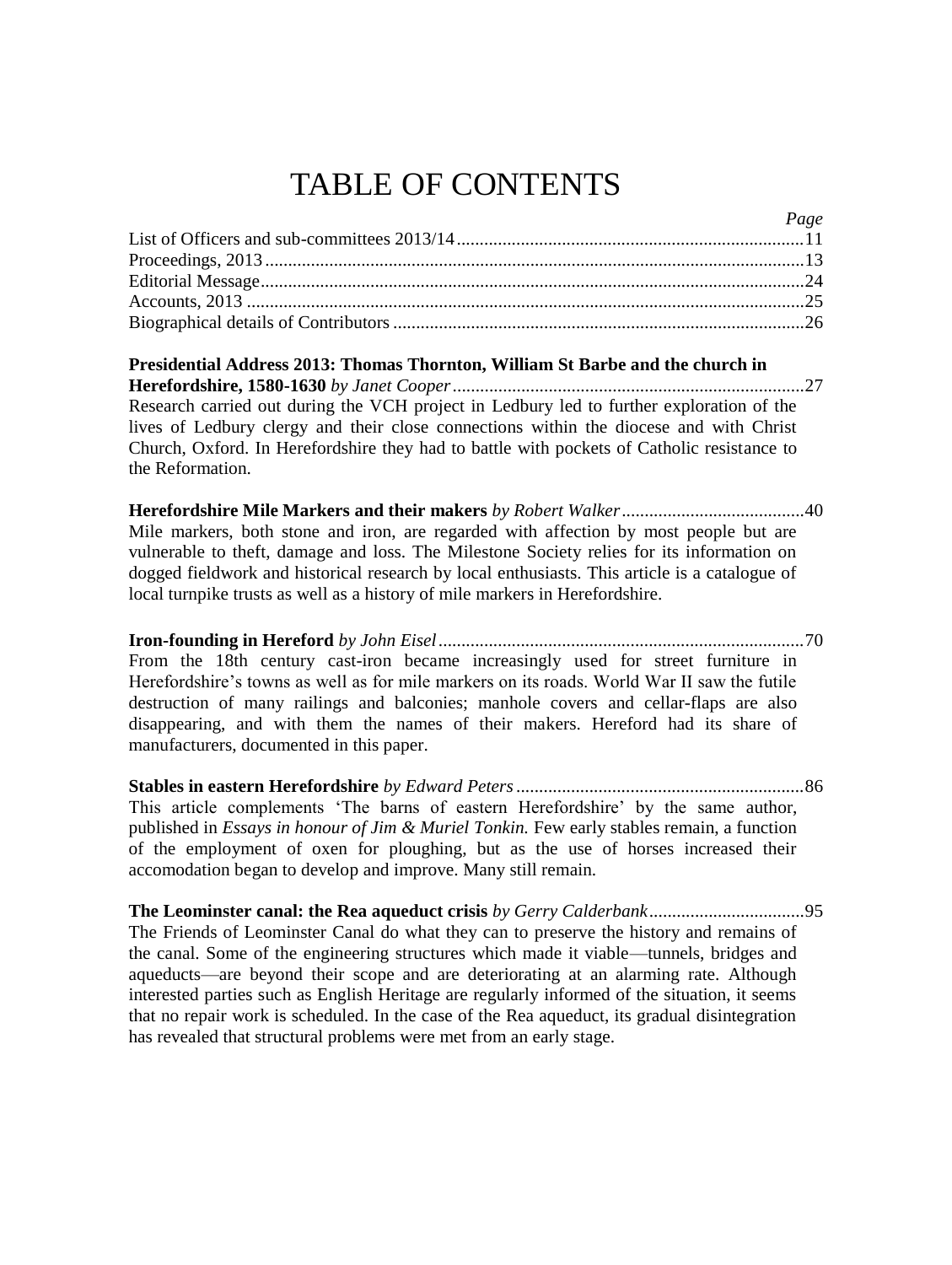# TABLE OF CONTENTS

*Page*

List of Officers and sub-committees 2013/14 ........................................................................ 11
Proceedings, 2013 ........................................................................................................ 13
Editorial Message ......................................................................................................... 24
Accounts, 2013 ............................................................................................................ 25
Biographical details of Contributors ................................................................................. 26

**Presidential Address 2013: Thomas Thornton, William St Barbe and the church in Herefordshire, 1580-1630** *by Janet Cooper* ........................................................................ 27
Research carried out during the VCH project in Ledbury led to further exploration of the lives of Ledbury clergy and their close connections within the diocese and with Christ Church, Oxford. In Herefordshire they had to battle with pockets of Catholic resistance to the Reformation.

**Herefordshire Mile Markers and their makers** *by Robert Walker* ........................................ 40
Mile markers, both stone and iron, are regarded with affection by most people but are vulnerable to theft, damage and loss. The Milestone Society relies for its information on dogged fieldwork and historical research by local enthusiasts. This article is a catalogue of local turnpike trusts as well as a history of mile markers in Herefordshire.

**Iron-founding in Hereford** *by John Eisel* ...................................................................... 70
From the 18th century cast-iron became increasingly used for street furniture in Herefordshire's towns as well as for mile markers on its roads. World War II saw the futile destruction of many railings and balconies; manhole covers and cellar-flaps are also disappearing, and with them the names of their makers. Hereford had its share of manufacturers, documented in this paper.

**Stables in eastern Herefordshire** *by Edward Peters* .......................................................... 86
This article complements 'The barns of eastern Herefordshire' by the same author, published in *Essays in honour of Jim & Muriel Tonkin.* Few early stables remain, a function of the employment of oxen for ploughing, but as the use of horses increased their accomodation began to develop and improve. Many still remain.

**The Leominster canal: the Rea aqueduct crisis** *by Gerry Calderbank* .................................. 95
The Friends of Leominster Canal do what they can to preserve the history and remains of the canal. Some of the engineering structures which made it viable—tunnels, bridges and aqueducts—are beyond their scope and are deteriorating at an alarming rate. Although interested parties such as English Heritage are regularly informed of the situation, it seems that no repair work is scheduled. In the case of the Rea aqueduct, its gradual disintegration has revealed that structural problems were met from an early stage.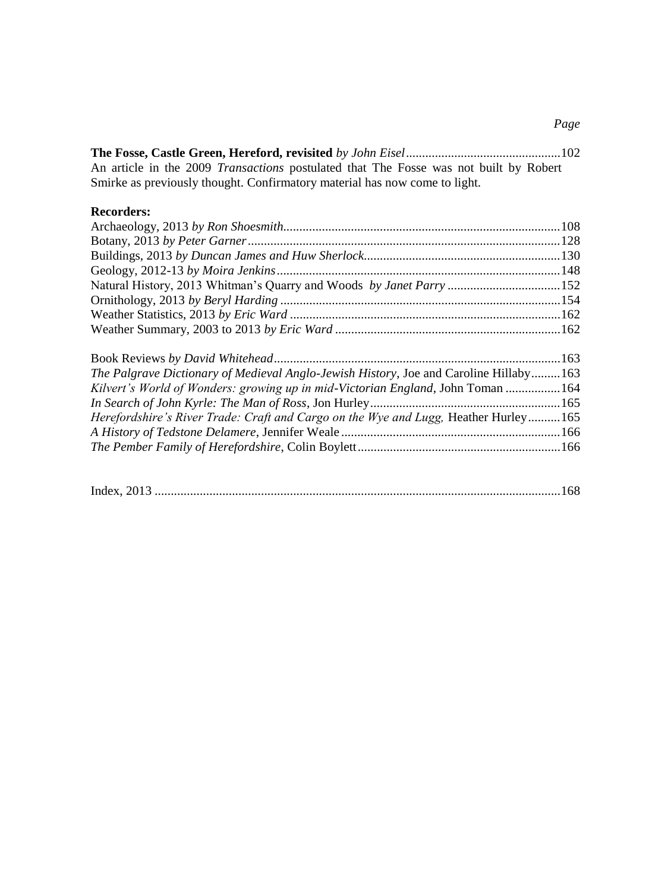*Page*

**The Fosse, Castle Green, Hereford, revisited** *by John Eisel*................................................102
An article in the 2009 *Transactions* postulated that The Fosse was not built by Robert Smirke as previously thought. Confirmatory material has now come to light.

**Recorders:**

Archaeology, 2013 *by Ron Shoesmith*......................................................................................108
Botany, 2013 *by Peter Garner*.................................................................................................128
Buildings, 2013 *by Duncan James and Huw Sherlock*.............................................................130
Geology, 2012-13 *by Moira Jenkins*........................................................................................148
Natural History, 2013 Whitman's Quarry and Woods *by Janet Parry* ....................................152
Ornithology, 2013 *by Beryl Harding* .......................................................................................154
Weather Statistics, 2013 *by Eric Ward* ....................................................................................162
Weather Summary, 2003 to 2013 *by Eric Ward* .......................................................................162

Book Reviews *by David Whitehead*.........................................................................................163
*The Palgrave Dictionary of Medieval Anglo-Jewish History*, Joe and Caroline Hillaby.........163
*Kilvert's World of Wonders: growing up in mid-Victorian England*, John Toman .................164
*In Search of John Kyrle: The Man of Ross*, Jon Hurley...........................................................165
*Herefordshire's River Trade: Craft and Cargo on the Wye and Lugg,* Heather Hurley..........165
*A History of Tedstone Delamere*, Jennifer Weale ....................................................................166
*The Pember Family of Herefordshire*, Colin Boylett...............................................................166

Index, 2013 .............................................................................................................................168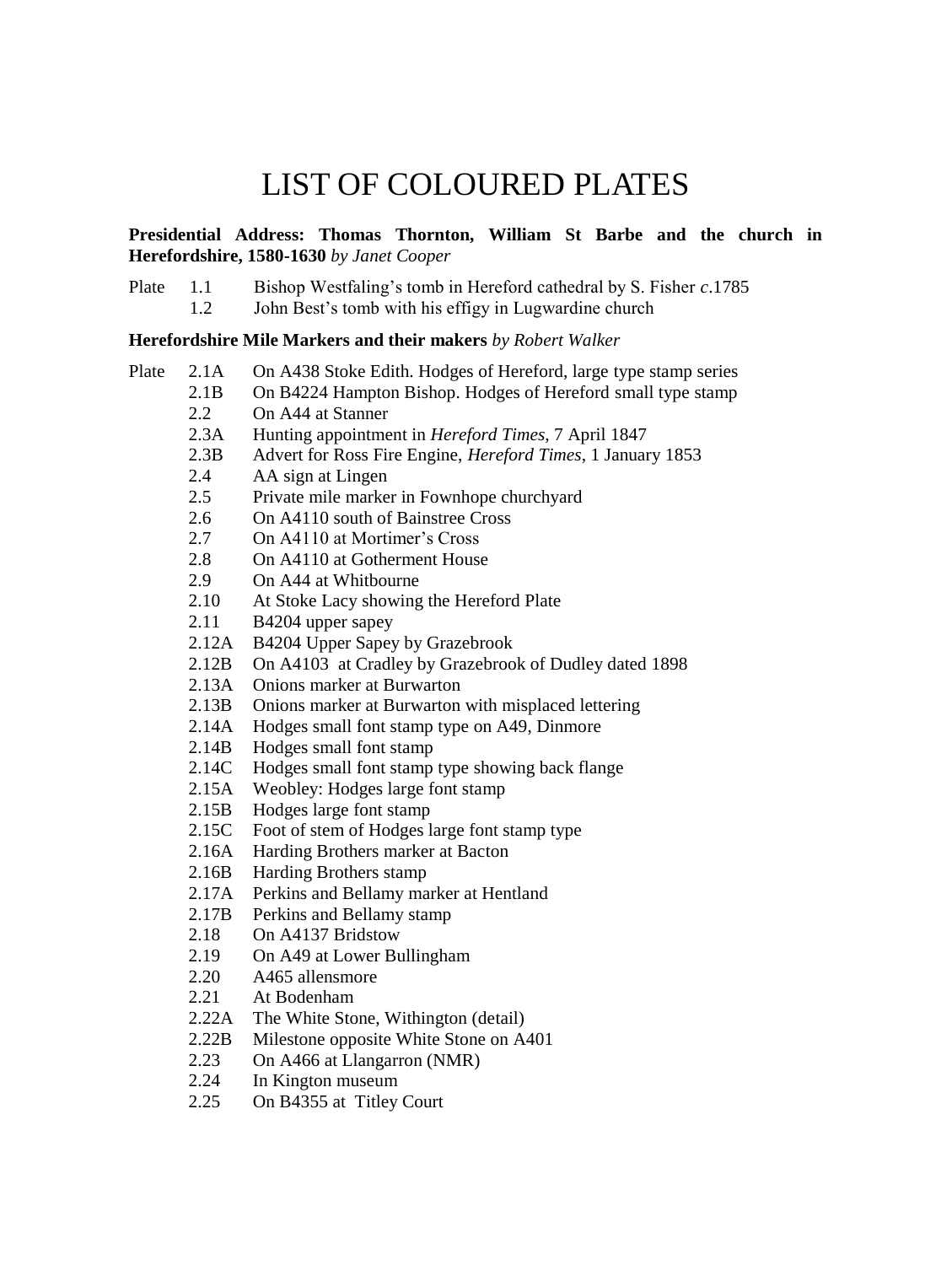# LIST OF COLOURED PLATES

**Presidential Address: Thomas Thornton, William St Barbe and the church in Herefordshire, 1580-1630** *by Janet Cooper*

Plate 1.1 Bishop Westfaling's tomb in Hereford cathedral by S. Fisher *c*.1785
1.2 John Best's tomb with his effigy in Lugwardine church

**Herefordshire Mile Markers and their makers** *by Robert Walker*

Plate 2.1A On A438 Stoke Edith. Hodges of Hereford, large type stamp series
2.1B On B4224 Hampton Bishop. Hodges of Hereford small type stamp
2.2 On A44 at Stanner
2.3A Hunting appointment in *Hereford Times*, 7 April 1847
2.3B Advert for Ross Fire Engine, *Hereford Times*, 1 January 1853
2.4 AA sign at Lingen
2.5 Private mile marker in Fownhope churchyard
2.6 On A4110 south of Bainstree Cross
2.7 On A4110 at Mortimer's Cross
2.8 On A4110 at Gotherment House
2.9 On A44 at Whitbourne
2.10 At Stoke Lacy showing the Hereford Plate
2.11 B4204 upper sapey
2.12A B4204 Upper Sapey by Grazebrook
2.12B On A4103 at Cradley by Grazebrook of Dudley dated 1898
2.13A Onions marker at Burwarton
2.13B Onions marker at Burwarton with misplaced lettering
2.14A Hodges small font stamp type on A49, Dinmore
2.14B Hodges small font stamp
2.14C Hodges small font stamp type showing back flange
2.15A Weobley: Hodges large font stamp
2.15B Hodges large font stamp
2.15C Foot of stem of Hodges large font stamp type
2.16A Harding Brothers marker at Bacton
2.16B Harding Brothers stamp
2.17A Perkins and Bellamy marker at Hentland
2.17B Perkins and Bellamy stamp
2.18 On A4137 Bridstow
2.19 On A49 at Lower Bullingham
2.20 A465 allensmore
2.21 At Bodenham
2.22A The White Stone, Withington (detail)
2.22B Milestone opposite White Stone on A401
2.23 On A466 at Llangarron (NMR)
2.24 In Kington museum
2.25 On B4355 at Titley Court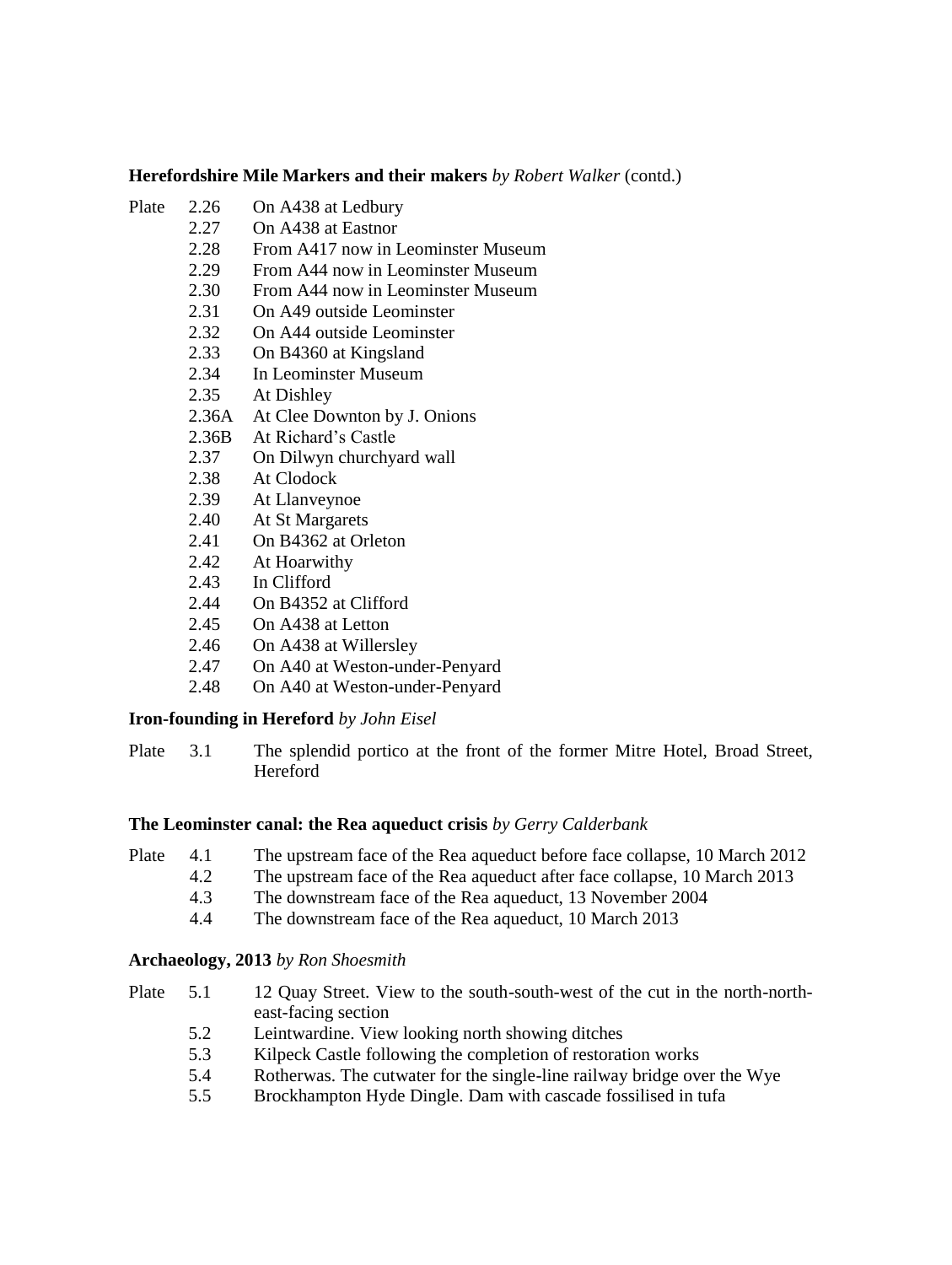**Herefordshire Mile Markers and their makers** *by Robert Walker* (contd.)

| | | |
|---|---|---|
| Plate | 2.26 | On A438 at Ledbury |
| | 2.27 | On A438 at Eastnor |
| | 2.28 | From A417 now in Leominster Museum |
| | 2.29 | From A44 now in Leominster Museum |
| | 2.30 | From A44 now in Leominster Museum |
| | 2.31 | On A49 outside Leominster |
| | 2.32 | On A44 outside Leominster |
| | 2.33 | On B4360 at Kingsland |
| | 2.34 | In Leominster Museum |
| | 2.35 | At Dishley |
| | 2.36A | At Clee Downton by J. Onions |
| | 2.36B | At Richard's Castle |
| | 2.37 | On Dilwyn churchyard wall |
| | 2.38 | At Clodock |
| | 2.39 | At Llanveynoe |
| | 2.40 | At St Margarets |
| | 2.41 | On B4362 at Orleton |
| | 2.42 | At Hoarwithy |
| | 2.43 | In Clifford |
| | 2.44 | On B4352 at Clifford |
| | 2.45 | On A438 at Letton |
| | 2.46 | On A438 at Willersley |
| | 2.47 | On A40 at Weston-under-Penyard |
| | 2.48 | On A40 at Weston-under-Penyard |

**Iron-founding in Hereford** *by John Eisel*

| | | |
|---|---|---|
| Plate | 3.1 | The splendid portico at the front of the former Mitre Hotel, Broad Street, Hereford |

**The Leominster canal: the Rea aqueduct crisis** *by Gerry Calderbank*

| | | |
|---|---|---|
| Plate | 4.1 | The upstream face of the Rea aqueduct before face collapse, 10 March 2012 |
| | 4.2 | The upstream face of the Rea aqueduct after face collapse, 10 March 2013 |
| | 4.3 | The downstream face of the Rea aqueduct, 13 November 2004 |
| | 4.4 | The downstream face of the Rea aqueduct, 10 March 2013 |

**Archaeology, 2013** *by Ron Shoesmith*

| | | |
|---|---|---|
| Plate | 5.1 | 12 Quay Street. View to the south-south-west of the cut in the north-north-east-facing section |
| | 5.2 | Leintwardine. View looking north showing ditches |
| | 5.3 | Kilpeck Castle following the completion of restoration works |
| | 5.4 | Rotherwas. The cutwater for the single-line railway bridge over the Wye |
| | 5.5 | Brockhampton Hyde Dingle. Dam with cascade fossilised in tufa |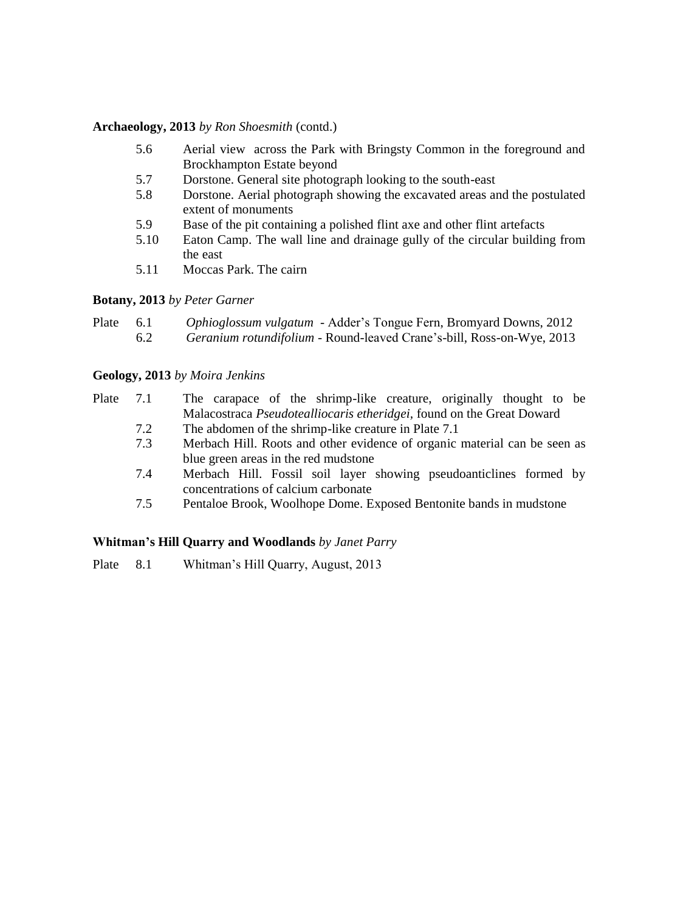**Archaeology, 2013** *by Ron Shoesmith* (contd.)

| | |
|---|---|
| 5.6 | Aerial view across the Park with Bringsty Common in the foreground and Brockhampton Estate beyond |
| 5.7 | Dorstone. General site photograph looking to the south-east |
| 5.8 | Dorstone. Aerial photograph showing the excavated areas and the postulated extent of monuments |
| 5.9 | Base of the pit containing a polished flint axe and other flint artefacts |
| 5.10 | Eaton Camp. The wall line and drainage gully of the circular building from the east |
| 5.11 | Moccas Park. The cairn |

**Botany, 2013** *by Peter Garner*

| | | |
|---|---|---|
| Plate | 6.1 | *Ophioglossum vulgatum* - Adder's Tongue Fern, Bromyard Downs, 2012 |
| | 6.2 | *Geranium rotundifolium* - Round-leaved Crane's-bill, Ross-on-Wye, 2013 |

**Geology, 2013** *by Moira Jenkins*

| | | |
|---|---|---|
| Plate | 7.1 | The carapace of the shrimp-like creature, originally thought to be Malacostraca *Pseudotealliocaris etheridgei,* found on the Great Doward |
| | 7.2 | The abdomen of the shrimp-like creature in Plate 7.1 |
| | 7.3 | Merbach Hill. Roots and other evidence of organic material can be seen as blue green areas in the red mudstone |
| | 7.4 | Merbach Hill. Fossil soil layer showing pseudoanticlines formed by concentrations of calcium carbonate |
| | 7.5 | Pentaloe Brook, Woolhope Dome. Exposed Bentonite bands in mudstone |

**Whitman's Hill Quarry and Woodlands** *by Janet Parry*

| | | |
|---|---|---|
| Plate | 8.1 | Whitman's Hill Quarry, August, 2013 |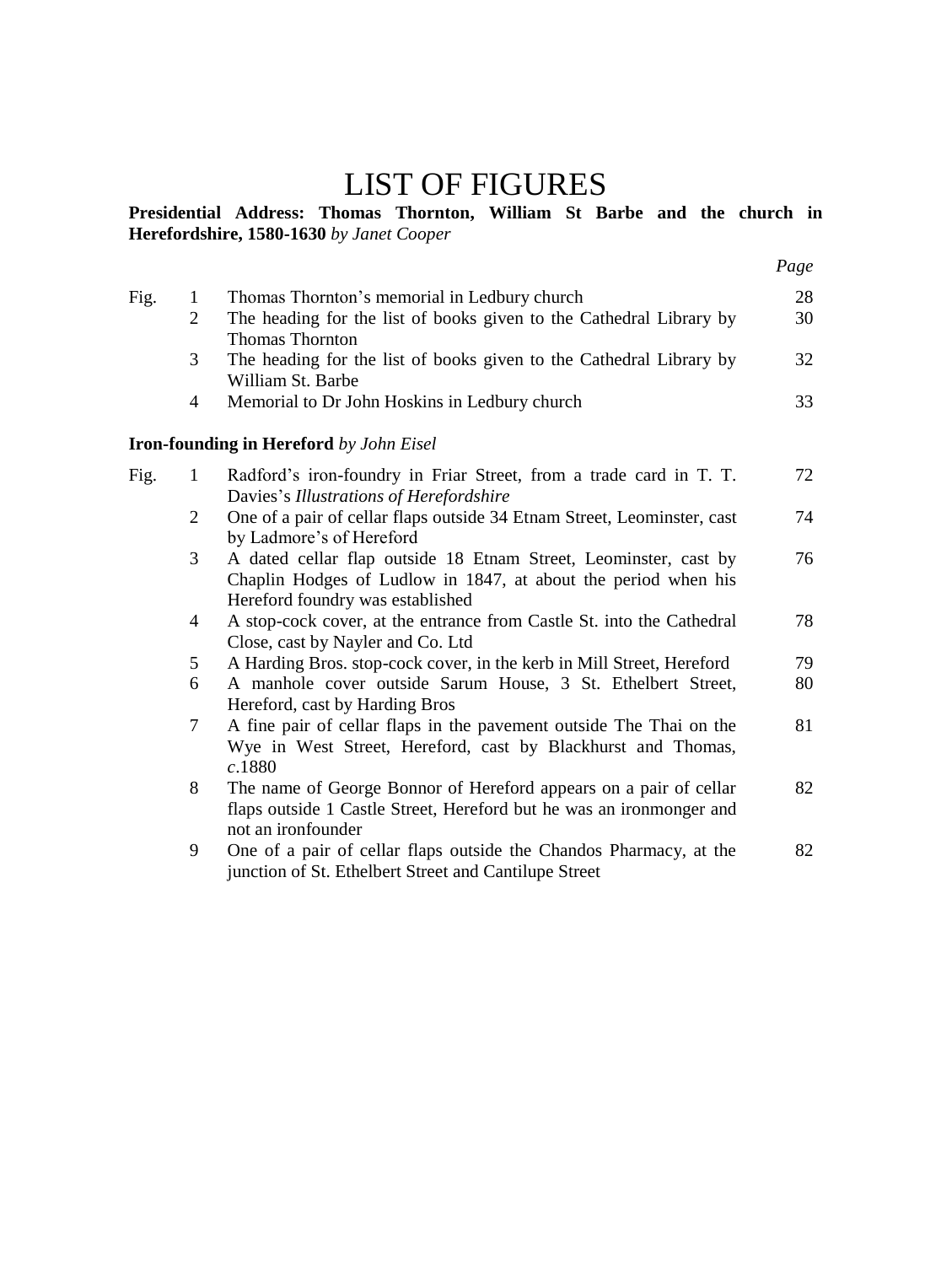# LIST OF FIGURES

**Presidential Address: Thomas Thornton, William St Barbe and the church in Herefordshire, 1580-1630** *by Janet Cooper*

| | | | *Page* |
|---|---|---|---|
| Fig. | 1 | Thomas Thornton's memorial in Ledbury church | 28 |
| | 2 | The heading for the list of books given to the Cathedral Library by Thomas Thornton | 30 |
| | 3 | The heading for the list of books given to the Cathedral Library by William St. Barbe | 32 |
| | 4 | Memorial to Dr John Hoskins in Ledbury church | 33 |

**Iron-founding in Hereford** *by John Eisel*

| | | | |
|---|---|---|---|
| Fig. | 1 | Radford's iron-foundry in Friar Street, from a trade card in T. T. Davies's *Illustrations of Herefordshire* | 72 |
| | 2 | One of a pair of cellar flaps outside 34 Etnam Street, Leominster, cast by Ladmore's of Hereford | 74 |
| | 3 | A dated cellar flap outside 18 Etnam Street, Leominster, cast by Chaplin Hodges of Ludlow in 1847, at about the period when his Hereford foundry was established | 76 |
| | 4 | A stop-cock cover, at the entrance from Castle St. into the Cathedral Close, cast by Nayler and Co. Ltd | 78 |
| | 5 | A Harding Bros. stop-cock cover, in the kerb in Mill Street, Hereford | 79 |
| | 6 | A manhole cover outside Sarum House, 3 St. Ethelbert Street, Hereford, cast by Harding Bros | 80 |
| | 7 | A fine pair of cellar flaps in the pavement outside The Thai on the Wye in West Street, Hereford, cast by Blackhurst and Thomas, *c*.1880 | 81 |
| | 8 | The name of George Bonnor of Hereford appears on a pair of cellar flaps outside 1 Castle Street, Hereford but he was an ironmonger and not an ironfounder | 82 |
| | 9 | One of a pair of cellar flaps outside the Chandos Pharmacy, at the junction of St. Ethelbert Street and Cantilupe Street | 82 |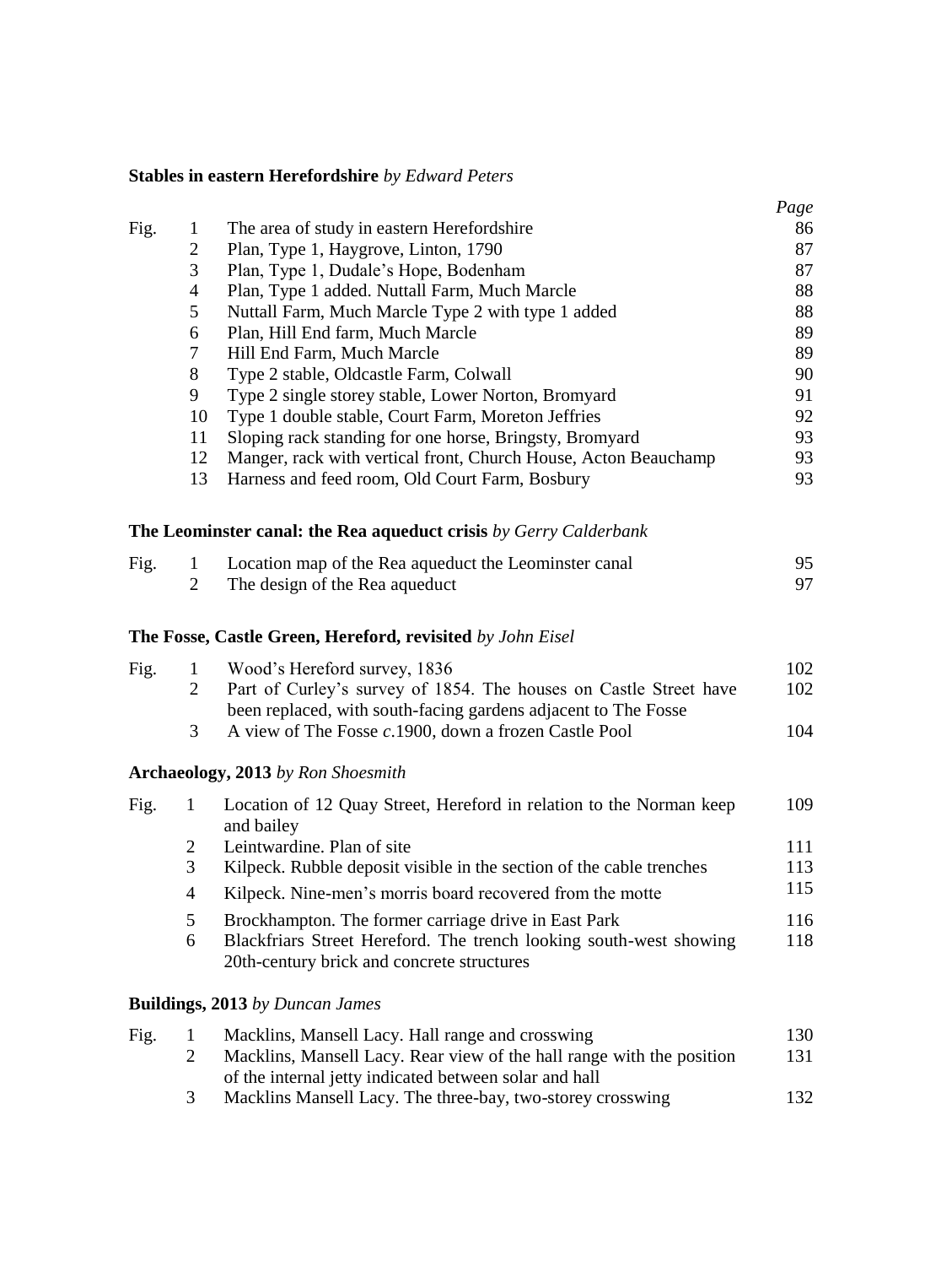**Stables in eastern Herefordshire** *by Edward Peters*

| | | | *Page* |
|---|---|---|---|
| Fig. | 1 | The area of study in eastern Herefordshire | 86 |
| | 2 | Plan, Type 1, Haygrove, Linton, 1790 | 87 |
| | 3 | Plan, Type 1, Dudale's Hope, Bodenham | 87 |
| | 4 | Plan, Type 1 added. Nuttall Farm, Much Marcle | 88 |
| | 5 | Nuttall Farm, Much Marcle Type 2 with type 1 added | 88 |
| | 6 | Plan, Hill End farm, Much Marcle | 89 |
| | 7 | Hill End Farm, Much Marcle | 89 |
| | 8 | Type 2 stable, Oldcastle Farm, Colwall | 90 |
| | 9 | Type 2 single storey stable, Lower Norton, Bromyard | 91 |
| | 10 | Type 1 double stable, Court Farm, Moreton Jeffries | 92 |
| | 11 | Sloping rack standing for one horse, Bringsty, Bromyard | 93 |
| | 12 | Manger, rack with vertical front, Church House, Acton Beauchamp | 93 |
| | 13 | Harness and feed room, Old Court Farm, Bosbury | 93 |

**The Leominster canal: the Rea aqueduct crisis** *by Gerry Calderbank*

| | | | |
|---|---|---|---|
| Fig. | 1 | Location map of the Rea aqueduct the Leominster canal | 95 |
| | 2 | The design of the Rea aqueduct | 97 |

**The Fosse, Castle Green, Hereford, revisited** *by John Eisel*

| | | | |
|---|---|---|---|
| Fig. | 1 | Wood's Hereford survey, 1836 | 102 |
| | 2 | Part of Curley's survey of 1854. The houses on Castle Street have been replaced, with south-facing gardens adjacent to The Fosse | 102 |
| | 3 | A view of The Fosse *c*.1900, down a frozen Castle Pool | 104 |

**Archaeology, 2013** *by Ron Shoesmith*

| | | | |
|---|---|---|---|
| Fig. | 1 | Location of 12 Quay Street, Hereford in relation to the Norman keep and bailey | 109 |
| | 2 | Leintwardine. Plan of site | 111 |
| | 3 | Kilpeck. Rubble deposit visible in the section of the cable trenches | 113 |
| | 4 | Kilpeck. Nine-men's morris board recovered from the motte | 115 |
| | 5 | Brockhampton. The former carriage drive in East Park | 116 |
| | 6 | Blackfriars Street Hereford. The trench looking south-west showing 20th-century brick and concrete structures | 118 |

**Buildings, 2013** *by Duncan James*

| | | | |
|---|---|---|---|
| Fig. | 1 | Macklins, Mansell Lacy. Hall range and crosswing | 130 |
| | 2 | Macklins, Mansell Lacy. Rear view of the hall range with the position of the internal jetty indicated between solar and hall | 131 |
| | 3 | Macklins Mansell Lacy. The three-bay, two-storey crosswing | 132 |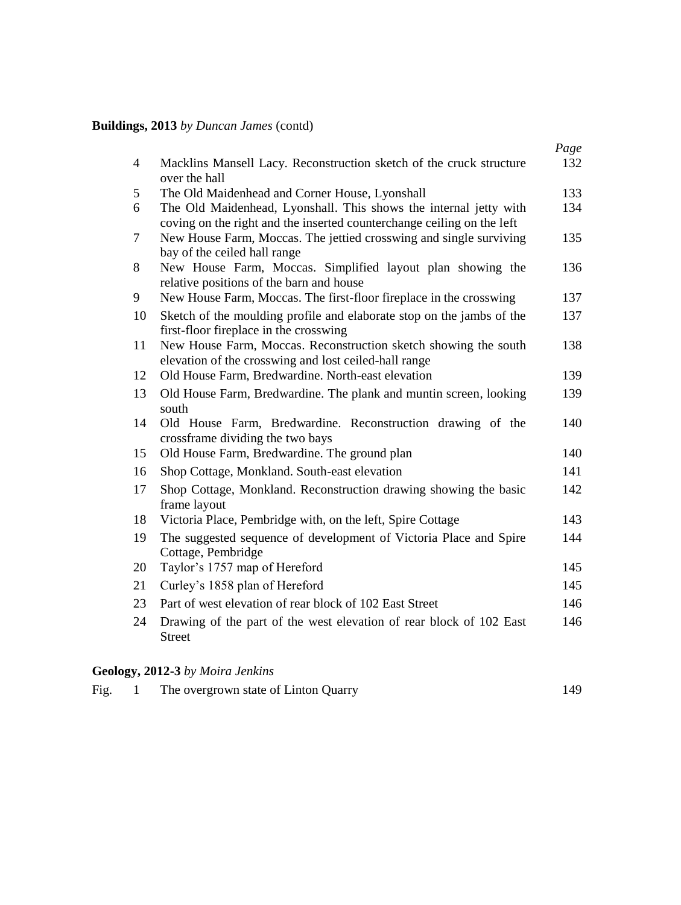**Buildings, 2013** *by Duncan James* (contd)

| | | Page |
|---|---|---|
| 4 | Macklins Mansell Lacy. Reconstruction sketch of the cruck structure over the hall | 132 |
| 5 | The Old Maidenhead and Corner House, Lyonshall | 133 |
| 6 | The Old Maidenhead, Lyonshall. This shows the internal jetty with coving on the right and the inserted counterchange ceiling on the left | 134 |
| 7 | New House Farm, Moccas. The jettied crosswing and single surviving bay of the ceiled hall range | 135 |
| 8 | New House Farm, Moccas. Simplified layout plan showing the relative positions of the barn and house | 136 |
| 9 | New House Farm, Moccas. The first-floor fireplace in the crosswing | 137 |
| 10 | Sketch of the moulding profile and elaborate stop on the jambs of the first-floor fireplace in the crosswing | 137 |
| 11 | New House Farm, Moccas. Reconstruction sketch showing the south elevation of the crosswing and lost ceiled-hall range | 138 |
| 12 | Old House Farm, Bredwardine. North-east elevation | 139 |
| 13 | Old House Farm, Bredwardine. The plank and muntin screen, looking south | 139 |
| 14 | Old House Farm, Bredwardine. Reconstruction drawing of the crossframe dividing the two bays | 140 |
| 15 | Old House Farm, Bredwardine. The ground plan | 140 |
| 16 | Shop Cottage, Monkland. South-east elevation | 141 |
| 17 | Shop Cottage, Monkland. Reconstruction drawing showing the basic frame layout | 142 |
| 18 | Victoria Place, Pembridge with, on the left, Spire Cottage | 143 |
| 19 | The suggested sequence of development of Victoria Place and Spire Cottage, Pembridge | 144 |
| 20 | Taylor's 1757 map of Hereford | 145 |
| 21 | Curley's 1858 plan of Hereford | 145 |
| 23 | Part of west elevation of rear block of 102 East Street | 146 |
| 24 | Drawing of the part of the west elevation of rear block of 102 East Street | 146 |

**Geology, 2012-3** *by Moira Jenkins*

| | | | |
|---|---|---|---|
| Fig. | 1 | The overgrown state of Linton Quarry | 149 |